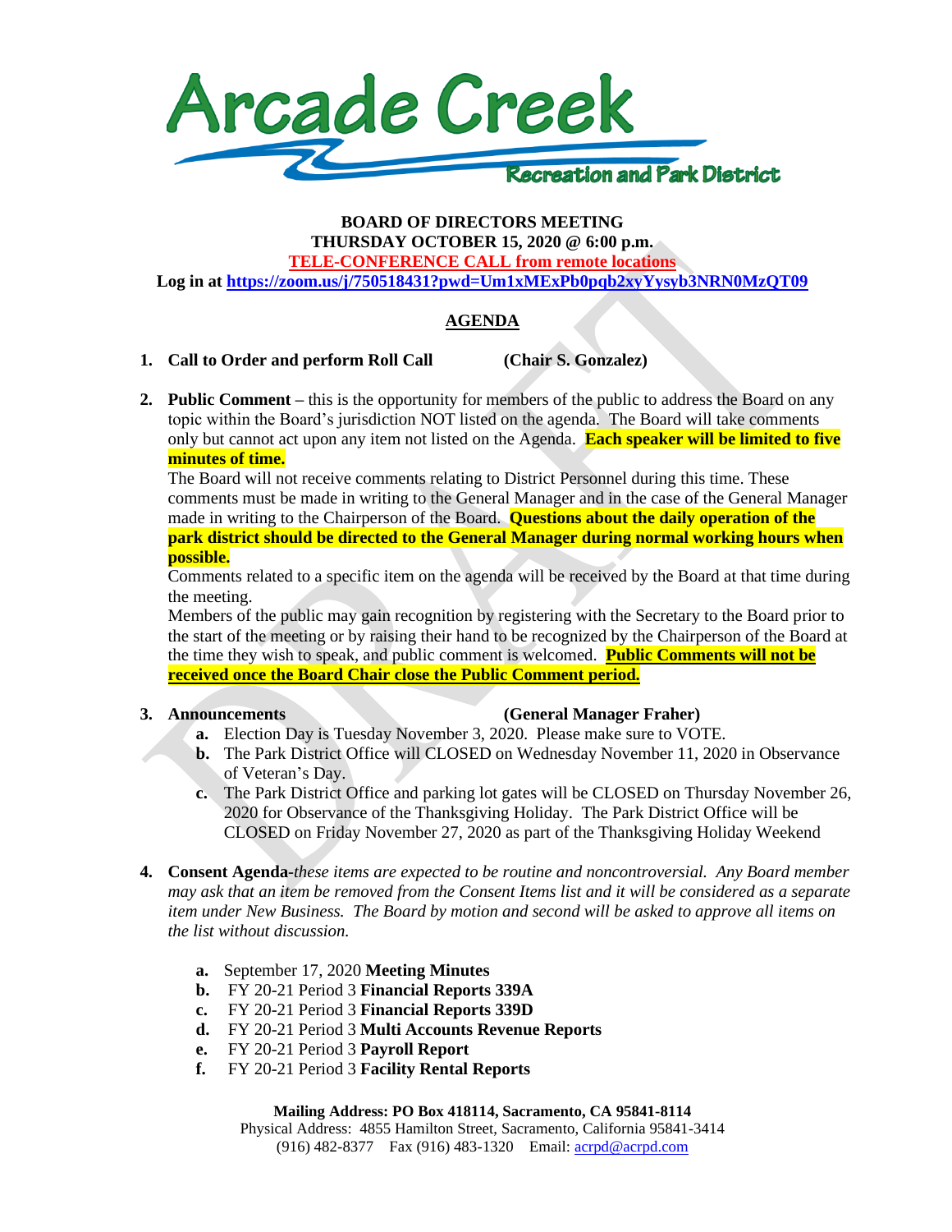Arcade Creek

Recreation and Park District

**BOARD OF DIRECTORS MEETING**
**THURSDAY OCTOBER 15, 2020 @ 6:00 p.m.**
**TELE-CONFERENCE CALL from remote locations**
**Log in at https://zoom.us/j/750518431?pwd=Um1xMExPb0pqb2xyYysyb3NRN0MzQT09**

## AGENDA

1. **Call to Order and perform Roll Call** **(Chair S. Gonzalez)**

2. **Public Comment –** this is the opportunity for members of the public to address the Board on any topic within the Board's jurisdiction NOT listed on the agenda. The Board will take comments only but cannot act upon any item not listed on the Agenda. **Each speaker will be limited to five minutes of time.**
   The Board will not receive comments relating to District Personnel during this time. These comments must be made in writing to the General Manager and in the case of the General Manager made in writing to the Chairperson of the Board. **Questions about the daily operation of the park district should be directed to the General Manager during normal working hours when possible.**
   Comments related to a specific item on the agenda will be received by the Board at that time during the meeting.
   Members of the public may gain recognition by registering with the Secretary to the Board prior to the start of the meeting or by raising their hand to be recognized by the Chairperson of the Board at the time they wish to speak, and public comment is welcomed. **Public Comments will not be received once the Board Chair close the Public Comment period.**

3. **Announcements** **(General Manager Fraher)**
   a. Election Day is Tuesday November 3, 2020. Please make sure to VOTE.
   b. The Park District Office will CLOSED on Wednesday November 11, 2020 in Observance of Veteran's Day.
   c. The Park District Office and parking lot gates will be CLOSED on Thursday November 26, 2020 for Observance of the Thanksgiving Holiday. The Park District Office will be CLOSED on Friday November 27, 2020 as part of the Thanksgiving Holiday Weekend

4. **Consent Agenda**-*these items are expected to be routine and noncontroversial. Any Board member may ask that an item be removed from the Consent Items list and it will be considered as a separate item under New Business. The Board by motion and second will be asked to approve all items on the list without discussion.*

   a. September 17, 2020 **Meeting Minutes**
   b. FY 20-21 Period 3 **Financial Reports 339A**
   c. FY 20-21 Period 3 **Financial Reports 339D**
   d. FY 20-21 Period 3 **Multi Accounts Revenue Reports**
   e. FY 20-21 Period 3 **Payroll Report**
   f. FY 20-21 Period 3 **Facility Rental Reports**

**Mailing Address: PO Box 418114, Sacramento, CA 95841-8114**
Physical Address: 4855 Hamilton Street, Sacramento, California 95841-3414
(916) 482-8377 Fax (916) 483-1320 Email: acrpd@acrpd.com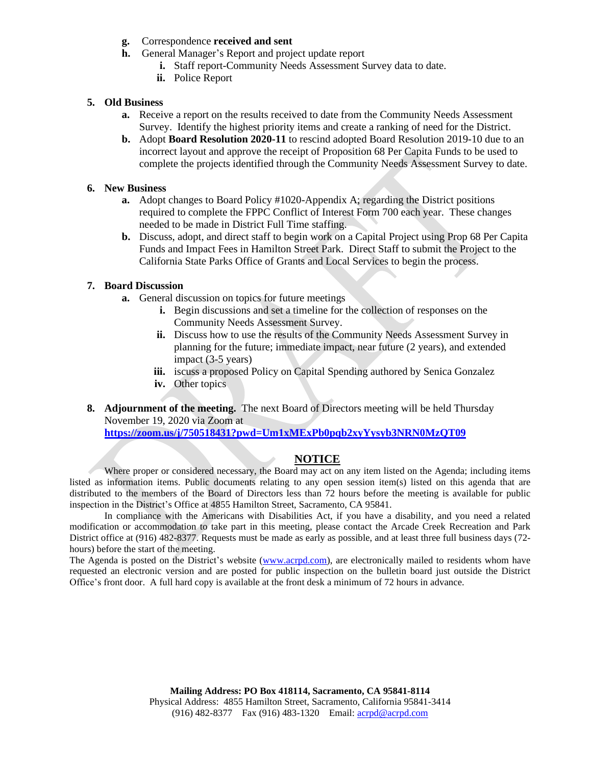- **g.** Correspondence **received and sent**
- **h.** General Manager's Report and project update report
  - **i.** Staff report-Community Needs Assessment Survey data to date.
  - **ii.** Police Report

**5. Old Business**

- **a.** Receive a report on the results received to date from the Community Needs Assessment Survey. Identify the highest priority items and create a ranking of need for the District.
- **b.** Adopt **Board Resolution 2020-11** to rescind adopted Board Resolution 2019-10 due to an incorrect layout and approve the receipt of Proposition 68 Per Capita Funds to be used to complete the projects identified through the Community Needs Assessment Survey to date.

**6. New Business**

- **a.** Adopt changes to Board Policy #1020-Appendix A; regarding the District positions required to complete the FPPC Conflict of Interest Form 700 each year. These changes needed to be made in District Full Time staffing.
- **b.** Discuss, adopt, and direct staff to begin work on a Capital Project using Prop 68 Per Capita Funds and Impact Fees in Hamilton Street Park. Direct Staff to submit the Project to the California State Parks Office of Grants and Local Services to begin the process.

**7. Board Discussion**

- **a.** General discussion on topics for future meetings
  - **i.** Begin discussions and set a timeline for the collection of responses on the Community Needs Assessment Survey.
  - **ii.** Discuss how to use the results of the Community Needs Assessment Survey in planning for the future; immediate impact, near future (2 years), and extended impact (3-5 years)
  - **iii.** iscuss a proposed Policy on Capital Spending authored by Senica Gonzalez
  - **iv.** Other topics

**8. Adjournment of the meeting.** The next Board of Directors meeting will be held Thursday November 19, 2020 via Zoom at **https://zoom.us/j/750518431?pwd=Um1xMExPb0pqb2xyYysyb3NRN0MzQT09**

## NOTICE

Where proper or considered necessary, the Board may act on any item listed on the Agenda; including items listed as information items. Public documents relating to any open session item(s) listed on this agenda that are distributed to the members of the Board of Directors less than 72 hours before the meeting is available for public inspection in the District's Office at 4855 Hamilton Street, Sacramento, CA 95841.

In compliance with the Americans with Disabilities Act, if you have a disability, and you need a related modification or accommodation to take part in this meeting, please contact the Arcade Creek Recreation and Park District office at (916) 482-8377. Requests must be made as early as possible, and at least three full business days (72-hours) before the start of the meeting.

The Agenda is posted on the District's website (www.acrpd.com), are electronically mailed to residents whom have requested an electronic version and are posted for public inspection on the bulletin board just outside the District Office's front door. A full hard copy is available at the front desk a minimum of 72 hours in advance.

**Mailing Address: PO Box 418114, Sacramento, CA 95841-8114**
Physical Address: 4855 Hamilton Street, Sacramento, California 95841-3414
(916) 482-8377 Fax (916) 483-1320 Email: acrpd@acrpd.com